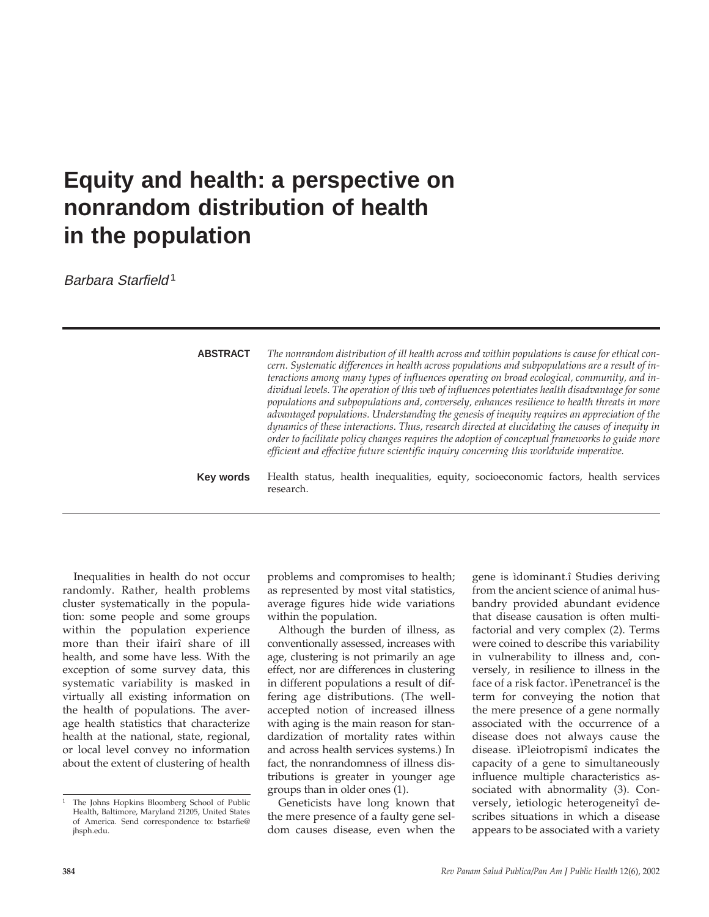# Equity and health: a perspective on nonrandom distribution of health in the population

*Barbara Starfield*[1]

**ABSTRACT**

*The nonrandom distribution of ill health across and within populations is cause for ethical concern. Systematic differences in health across populations and subpopulations are a result of interactions among many types of influences operating on broad ecological, community, and individual levels. The operation of this web of influences potentiates health disadvantage for some populations and subpopulations and, conversely, enhances resilience to health threats in more advantaged populations. Understanding the genesis of inequity requires an appreciation of the dynamics of these interactions. Thus, research directed at elucidating the causes of inequity in order to facilitate policy changes requires the adoption of conceptual frameworks to guide more efficient and effective future scientific inquiry concerning this worldwide imperative.*

**Key words** Health status, health inequalities, equity, socioeconomic factors, health services research.

---

Inequalities in health do not occur randomly. Rather, health problems cluster systematically in the population: some people and some groups within the population experience more than their ìfairî share of ill health, and some have less. With the exception of some survey data, this systematic variability is masked in virtually all existing information on the health of populations. The average health statistics that characterize health at the national, state, regional, or local level convey no information about the extent of clustering of health problems and compromises to health; as represented by most vital statistics, average figures hide wide variations within the population.

Although the burden of illness, as conventionally assessed, increases with age, clustering is not primarily an age effect, nor are differences in clustering in different populations a result of differing age distributions. (The well-accepted notion of increased illness with aging is the main reason for standardization of mortality rates within and across health services systems.) In fact, the nonrandomness of illness distributions is greater in younger age groups than in older ones (1).

Geneticists have long known that the mere presence of a faulty gene seldom causes disease, even when the gene is ìdominant.î Studies deriving from the ancient science of animal husbandry provided abundant evidence that disease causation is often multifactorial and very complex (2). Terms were coined to describe this variability in vulnerability to illness and, conversely, in resilience to illness in the face of a risk factor. ìPenetranceî is the term for conveying the notion that the mere presence of a gene normally associated with the occurrence of a disease does not always cause the disease. ìPleiotropismî indicates the capacity of a gene to simultaneously influence multiple characteristics associated with abnormality (3). Conversely, ìetiologic heterogeneityî describes situations in which a disease appears to be associated with a variety

[1] The Johns Hopkins Bloomberg School of Public Health, Baltimore, Maryland 21205, United States of America. Send correspondence to: bstarfie@jhsph.edu.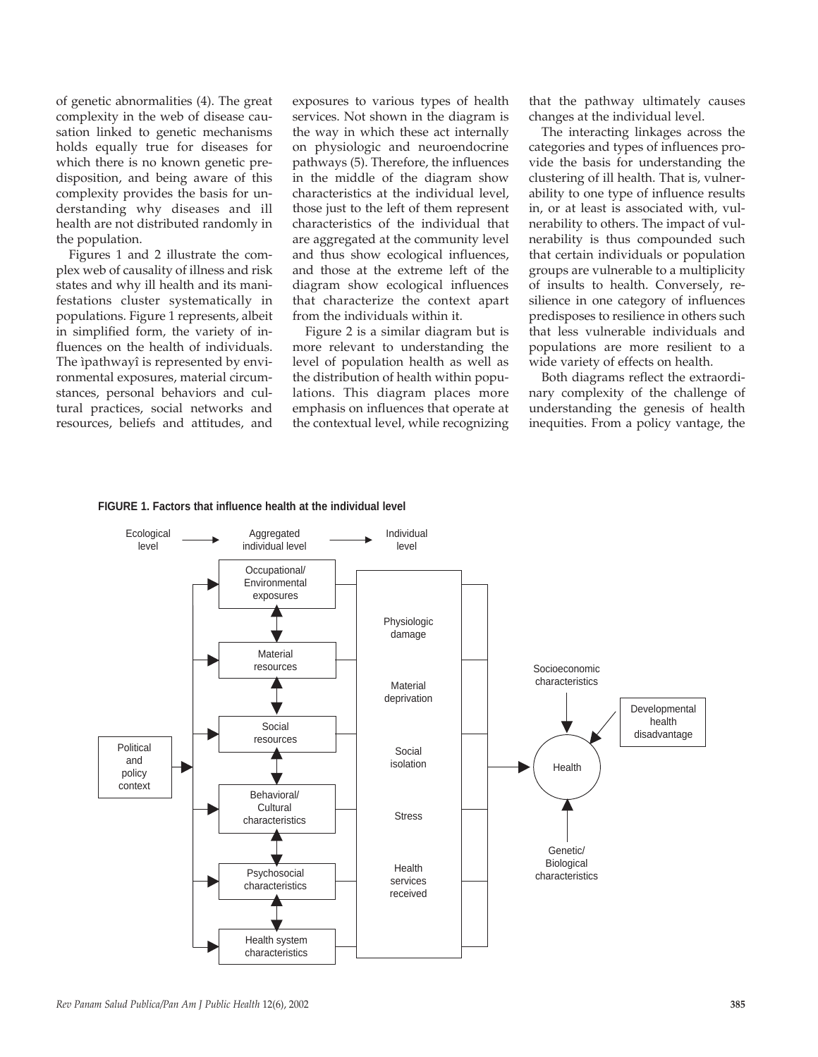of genetic abnormalities (4). The great complexity in the web of disease causation linked to genetic mechanisms holds equally true for diseases for which there is no known genetic predisposition, and being aware of this complexity provides the basis for understanding why diseases and ill health are not distributed randomly in the population.

Figures 1 and 2 illustrate the complex web of causality of illness and risk states and why ill health and its manifestations cluster systematically in populations. Figure 1 represents, albeit in simplified form, the variety of influences on the health of individuals. The ìpathwayî is represented by environmental exposures, material circumstances, personal behaviors and cultural practices, social networks and resources, beliefs and attitudes, and exposures to various types of health services. Not shown in the diagram is the way in which these act internally on physiologic and neuroendocrine pathways (5). Therefore, the influences in the middle of the diagram show characteristics at the individual level, those just to the left of them represent characteristics of the individual that are aggregated at the community level and thus show ecological influences, and those at the extreme left of the diagram show ecological influences that characterize the context apart from the individuals within it.

Figure 2 is a similar diagram but is more relevant to understanding the level of population health as well as the distribution of health within populations. This diagram places more emphasis on influences that operate at the contextual level, while recognizing that the pathway ultimately causes changes at the individual level.

The interacting linkages across the categories and types of influences provide the basis for understanding the clustering of ill health. That is, vulnerability to one type of influence results in, or at least is associated with, vulnerability to others. The impact of vulnerability is thus compounded such that certain individuals or population groups are vulnerable to a multiplicity of insults to health. Conversely, resilience in one category of influences predisposes to resilience in others such that less vulnerable individuals and populations are more resilient to a wide variety of effects on health.

Both diagrams reflect the extraordinary complexity of the challenge of understanding the genesis of health inequities. From a policy vantage, the

**FIGURE 1. Factors that influence health at the individual level**

Ecological level → Aggregated individual level → Individual level

Political and policy context

Occupational/ Environmental exposures

Material resources

Social resources

Behavioral/ Cultural characteristics

Psychosocial characteristics

Health system characteristics

Physiologic damage

Material deprivation

Social isolation

Stress

Health services received

Socioeconomic characteristics

Developmental health disadvantage

Health

Genetic/ Biological characteristics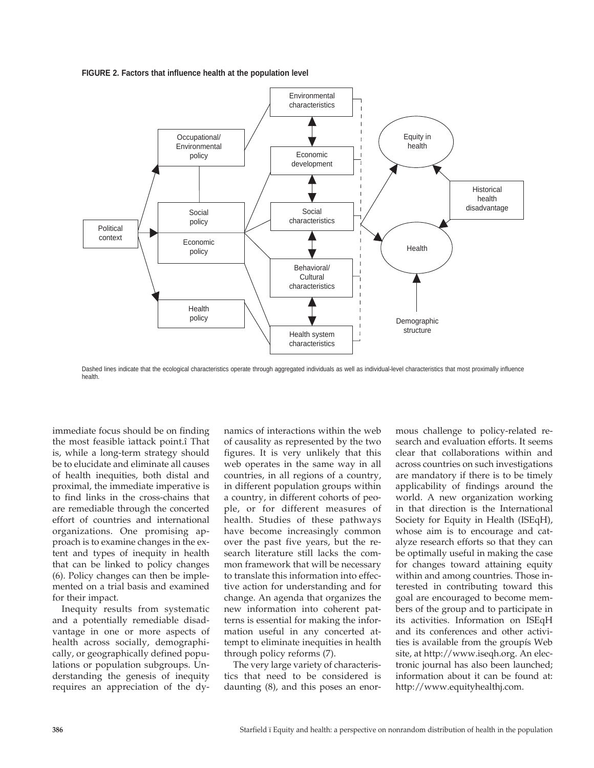**FIGURE 2. Factors that influence health at the population level**

Dashed lines indicate that the ecological characteristics operate through aggregated individuals as well as individual-level characteristics that most proximally influence health.

immediate focus should be on finding the most feasible ìattack point.î That is, while a long-term strategy should be to elucidate and eliminate all causes of health inequities, both distal and proximal, the immediate imperative is to find links in the cross-chains that are remediable through the concerted effort of countries and international organizations. One promising approach is to examine changes in the extent and types of inequity in health that can be linked to policy changes (6). Policy changes can then be implemented on a trial basis and examined for their impact.

Inequity results from systematic and a potentially remediable disadvantage in one or more aspects of health across socially, demographically, or geographically defined populations or population subgroups. Understanding the genesis of inequity requires an appreciation of the dynamics of interactions within the web of causality as represented by the two figures. It is very unlikely that this web operates in the same way in all countries, in all regions of a country, in different population groups within a country, in different cohorts of people, or for different measures of health. Studies of these pathways have become increasingly common over the past five years, but the research literature still lacks the common framework that will be necessary to translate this information into effective action for understanding and for change. An agenda that organizes the new information into coherent patterns is essential for making the information useful in any concerted attempt to eliminate inequities in health through policy reforms (7).

The very large variety of characteristics that need to be considered is daunting (8), and this poses an enormous challenge to policy-related research and evaluation efforts. It seems clear that collaborations within and across countries on such investigations are mandatory if there is to be timely applicability of findings around the world. A new organization working in that direction is the International Society for Equity in Health (ISEqH), whose aim is to encourage and catalyze research efforts so that they can be optimally useful in making the case for changes toward attaining equity within and among countries. Those interested in contributing toward this goal are encouraged to become members of the group and to participate in its activities. Information on ISEqH and its conferences and other activities is available from the groupís Web site, at http://www.iseqh.org. An electronic journal has also been launched; information about it can be found at: http://www.equityhealthj.com.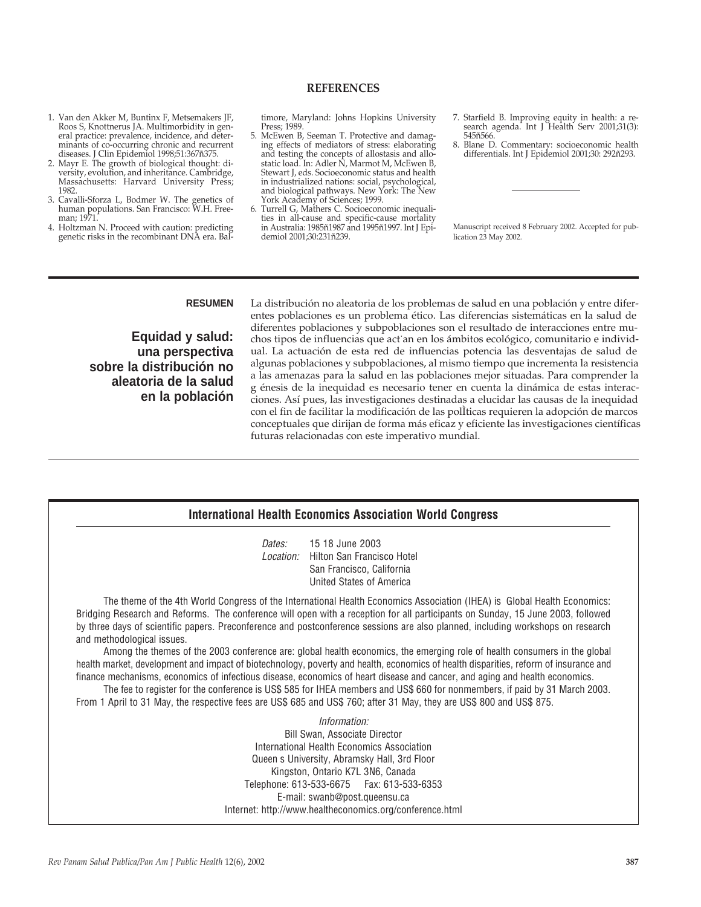## REFERENCES

1. Van den Akker M, Buntinx F, Metsemakers JF, Roos S, Knottnerus JA. Multimorbidity in general practice: prevalence, incidence, and determinants of co-occurring chronic and recurrent diseases. J Clin Epidemiol 1998;51:367ñ375.
2. Mayr E. The growth of biological thought: diversity, evolution, and inheritance. Cambridge, Massachusetts: Harvard University Press; 1982.
3. Cavalli-Sforza L, Bodmer W. The genetics of human populations. San Francisco: W.H. Freeman; 1971.
4. Holtzman N. Proceed with caution: predicting genetic risks in the recombinant DNA era. Baltimore, Maryland: Johns Hopkins University Press; 1989.
5. McEwen B, Seeman T. Protective and damaging effects of mediators of stress: elaborating and testing the concepts of allostasis and allostatic load. In: Adler N, Marmot M, McEwen B, Stewart J, eds. Socioeconomic status and health in industrialized nations: social, psychological, and biological pathways. New York: The New York Academy of Sciences; 1999.
6. Turrell G, Mathers C. Socioeconomic inequalities in all-cause and specific-cause mortality in Australia: 1985ñ1987 and 1995ñ1997. Int J Epidemiol 2001;30:231ñ239.
7. Starfield B. Improving equity in health: a research agenda. Int J Health Serv 2001;31(3): 545ñ566.
8. Blane D. Commentary: socioeconomic health differentials. Int J Epidemiol 2001;30: 292ñ293.

Manuscript received 8 February 2002. Accepted for publication 23 May 2002.

---

**RESUMEN**

### Equidad y salud: una perspectiva sobre la distribución no aleatoria de la salud en la población

La distribución no aleatoria de los problemas de salud en una población y entre diferentes poblaciones es un problema ético. Las diferencias sistemáticas en la salud de diferentes poblaciones y subpoblaciones son el resultado de interacciones entre muchos tipos de influencias que act˙an en los ámbitos ecológico, comunitario e individual. La actuación de esta red de influencias potencia las desventajas de salud de algunas poblaciones y subpoblaciones, al mismo tiempo que incrementa la resistencia a las amenazas para la salud en las poblaciones mejor situadas. Para comprender la g énesis de la inequidad es necesario tener en cuenta la dinámica de estas interacciones. Así pues, las investigaciones destinadas a elucidar las causas de la inequidad con el fin de facilitar la modificación de las polÌticas requieren la adopción de marcos conceptuales que dirijan de forma más eficaz y eficiente las investigaciones científicas futuras relacionadas con este imperativo mundial.

---

### International Health Economics Association World Congress

*Dates:* 15 18 June 2003
*Location:* Hilton San Francisco Hotel
San Francisco, California
United States of America

The theme of the 4th World Congress of the International Health Economics Association (IHEA) is Global Health Economics: Bridging Research and Reforms. The conference will open with a reception for all participants on Sunday, 15 June 2003, followed by three days of scientific papers. Preconference and postconference sessions are also planned, including workshops on research and methodological issues.

Among the themes of the 2003 conference are: global health economics, the emerging role of health consumers in the global health market, development and impact of biotechnology, poverty and health, economics of health disparities, reform of insurance and finance mechanisms, economics of infectious disease, economics of heart disease and cancer, and aging and health economics.

The fee to register for the conference is US$ 585 for IHEA members and US$ 660 for nonmembers, if paid by 31 March 2003. From 1 April to 31 May, the respective fees are US$ 685 and US$ 760; after 31 May, they are US$ 800 and US$ 875.

*Information:*
Bill Swan, Associate Director
International Health Economics Association
Queen s University, Abramsky Hall, 3rd Floor
Kingston, Ontario K7L 3N6, Canada
Telephone: 613-533-6675 Fax: 613-533-6353
E-mail: swanb@post.queensu.ca
Internet: http://www.healtheconomics.org/conference.html